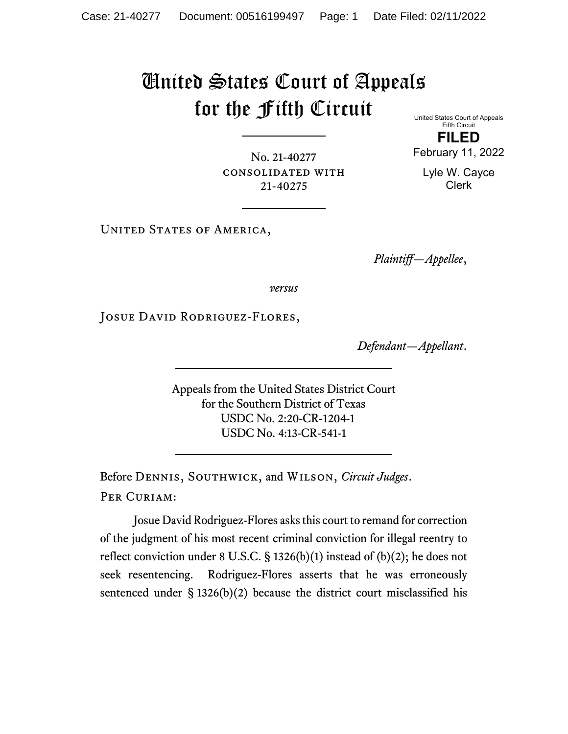# United States Court of Appeals for the Fifth Circuit

United States Court of Appeals
Fifth Circuit

**FILED**

February 11, 2022

Lyle W. Cayce
Clerk

---

No. 21-40277
CONSOLIDATED WITH
21-40275

---

United States of America,

*Plaintiff—Appellee*,

*versus*

Josue David Rodriguez-Flores,

*Defendant—Appellant*.

---

Appeals from the United States District Court
for the Southern District of Texas
USDC No. 2:20-CR-1204-1
USDC No. 4:13-CR-541-1

---

Before Dennis, Southwick, and Wilson, *Circuit Judges*.

Per Curiam:

Josue David Rodriguez-Flores asks this court to remand for correction of the judgment of his most recent criminal conviction for illegal reentry to reflect conviction under 8 U.S.C. § 1326(b)(1) instead of (b)(2); he does not seek resentencing. Rodriguez-Flores asserts that he was erroneously sentenced under § 1326(b)(2) because the district court misclassified his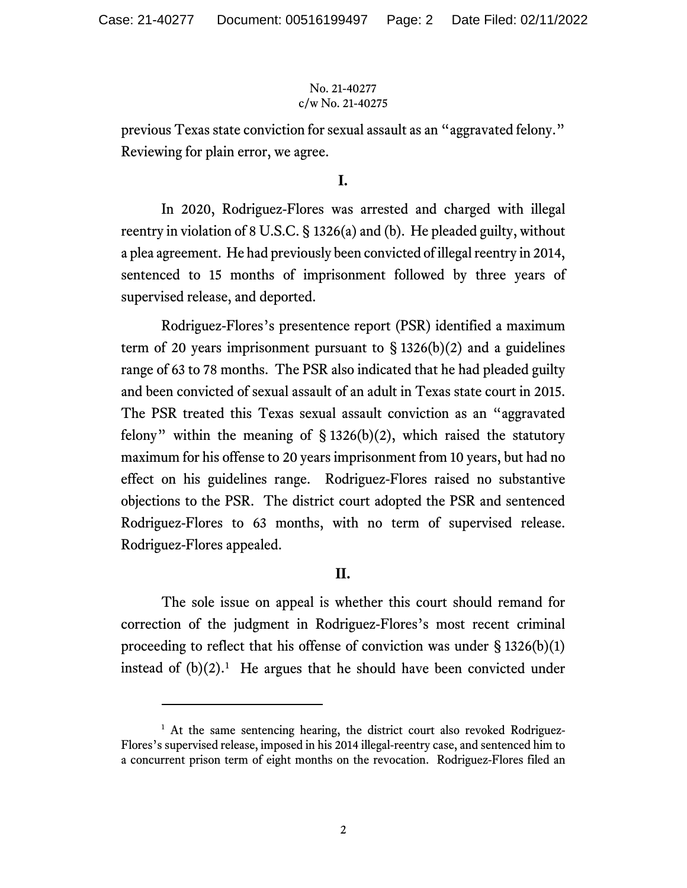previous Texas state conviction for sexual assault as an "aggravated felony." Reviewing for plain error, we agree.

## I.

In 2020, Rodriguez-Flores was arrested and charged with illegal reentry in violation of 8 U.S.C. § 1326(a) and (b). He pleaded guilty, without a plea agreement. He had previously been convicted of illegal reentry in 2014, sentenced to 15 months of imprisonment followed by three years of supervised release, and deported.

Rodriguez-Flores's presentence report (PSR) identified a maximum term of 20 years imprisonment pursuant to § 1326(b)(2) and a guidelines range of 63 to 78 months. The PSR also indicated that he had pleaded guilty and been convicted of sexual assault of an adult in Texas state court in 2015. The PSR treated this Texas sexual assault conviction as an "aggravated felony" within the meaning of § 1326(b)(2), which raised the statutory maximum for his offense to 20 years imprisonment from 10 years, but had no effect on his guidelines range. Rodriguez-Flores raised no substantive objections to the PSR. The district court adopted the PSR and sentenced Rodriguez-Flores to 63 months, with no term of supervised release. Rodriguez-Flores appealed.

## II.

The sole issue on appeal is whether this court should remand for correction of the judgment in Rodriguez-Flores's most recent criminal proceeding to reflect that his offense of conviction was under § 1326(b)(1) instead of (b)(2).[1] He argues that he should have been convicted under

[1] At the same sentencing hearing, the district court also revoked Rodriguez-Flores's supervised release, imposed in his 2014 illegal-reentry case, and sentenced him to a concurrent prison term of eight months on the revocation. Rodriguez-Flores filed an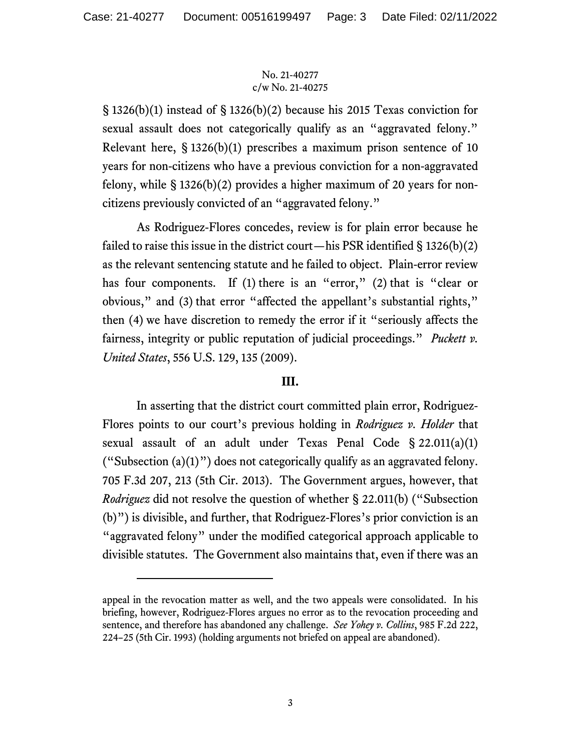§ 1326(b)(1) instead of § 1326(b)(2) because his 2015 Texas conviction for sexual assault does not categorically qualify as an "aggravated felony." Relevant here, § 1326(b)(1) prescribes a maximum prison sentence of 10 years for non-citizens who have a previous conviction for a non-aggravated felony, while § 1326(b)(2) provides a higher maximum of 20 years for non-citizens previously convicted of an "aggravated felony."

As Rodriguez-Flores concedes, review is for plain error because he failed to raise this issue in the district court—his PSR identified § 1326(b)(2) as the relevant sentencing statute and he failed to object. Plain-error review has four components. If (1) there is an "error," (2) that is "clear or obvious," and (3) that error "affected the appellant's substantial rights," then (4) we have discretion to remedy the error if it "seriously affects the fairness, integrity or public reputation of judicial proceedings." *Puckett v. United States*, 556 U.S. 129, 135 (2009).

## III.

In asserting that the district court committed plain error, Rodriguez-Flores points to our court's previous holding in *Rodriguez v. Holder* that sexual assault of an adult under Texas Penal Code § 22.011(a)(1) ("Subsection (a)(1)") does not categorically qualify as an aggravated felony. 705 F.3d 207, 213 (5th Cir. 2013). The Government argues, however, that *Rodriguez* did not resolve the question of whether § 22.011(b) ("Subsection (b)") is divisible, and further, that Rodriguez-Flores's prior conviction is an "aggravated felony" under the modified categorical approach applicable to divisible statutes. The Government also maintains that, even if there was an

---

appeal in the revocation matter as well, and the two appeals were consolidated. In his briefing, however, Rodriguez-Flores argues no error as to the revocation proceeding and sentence, and therefore has abandoned any challenge. *See Yohey v. Collins*, 985 F.2d 222, 224–25 (5th Cir. 1993) (holding arguments not briefed on appeal are abandoned).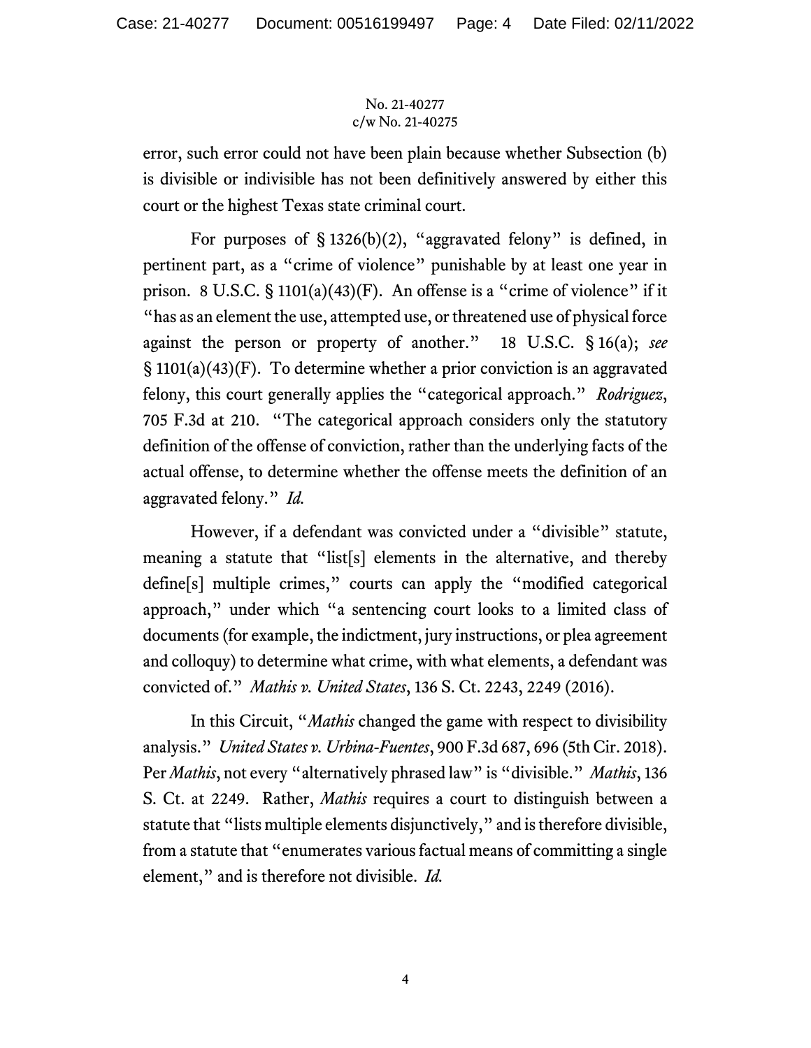error, such error could not have been plain because whether Subsection (b) is divisible or indivisible has not been definitively answered by either this court or the highest Texas state criminal court.

For purposes of § 1326(b)(2), "aggravated felony" is defined, in pertinent part, as a "crime of violence" punishable by at least one year in prison. 8 U.S.C. § 1101(a)(43)(F). An offense is a "crime of violence" if it "has as an element the use, attempted use, or threatened use of physical force against the person or property of another." 18 U.S.C. § 16(a); *see* § 1101(a)(43)(F). To determine whether a prior conviction is an aggravated felony, this court generally applies the "categorical approach." *Rodriguez*, 705 F.3d at 210. "The categorical approach considers only the statutory definition of the offense of conviction, rather than the underlying facts of the actual offense, to determine whether the offense meets the definition of an aggravated felony." *Id.*

However, if a defendant was convicted under a "divisible" statute, meaning a statute that "list[s] elements in the alternative, and thereby define[s] multiple crimes," courts can apply the "modified categorical approach," under which "a sentencing court looks to a limited class of documents (for example, the indictment, jury instructions, or plea agreement and colloquy) to determine what crime, with what elements, a defendant was convicted of." *Mathis v. United States*, 136 S. Ct. 2243, 2249 (2016).

In this Circuit, "*Mathis* changed the game with respect to divisibility analysis." *United States v. Urbina-Fuentes*, 900 F.3d 687, 696 (5th Cir. 2018). Per *Mathis*, not every "alternatively phrased law" is "divisible." *Mathis*, 136 S. Ct. at 2249. Rather, *Mathis* requires a court to distinguish between a statute that "lists multiple elements disjunctively," and is therefore divisible, from a statute that "enumerates various factual means of committing a single element," and is therefore not divisible. *Id.*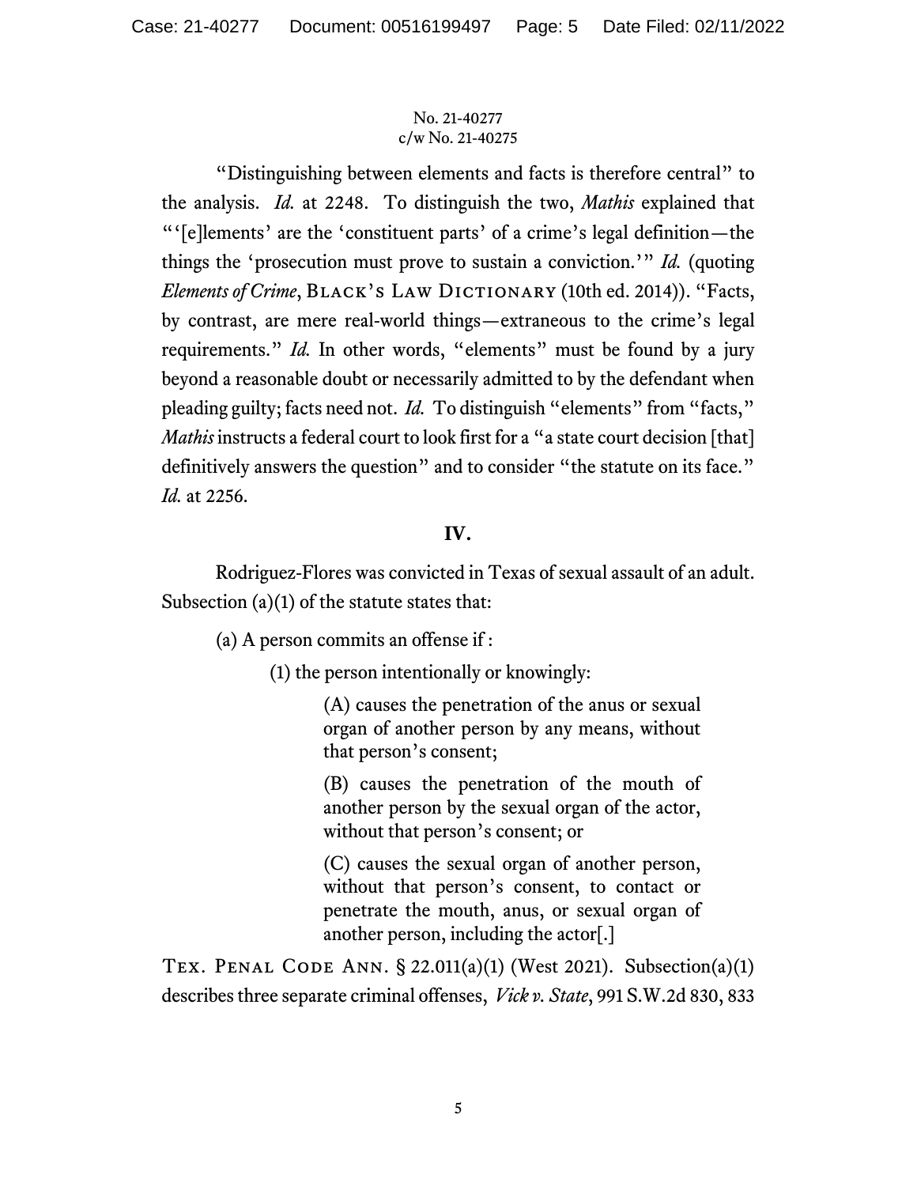No. 21-40277
c/w No. 21-40275

"Distinguishing between elements and facts is therefore central" to the analysis. *Id.* at 2248. To distinguish the two, *Mathis* explained that "'[e]lements' are the 'constituent parts' of a crime's legal definition—the things the 'prosecution must prove to sustain a conviction.'" *Id.* (quoting *Elements of Crime*, Black's Law Dictionary (10th ed. 2014)). "Facts, by contrast, are mere real-world things—extraneous to the crime's legal requirements." *Id.* In other words, "elements" must be found by a jury beyond a reasonable doubt or necessarily admitted to by the defendant when pleading guilty; facts need not. *Id.* To distinguish "elements" from "facts," *Mathis* instructs a federal court to look first for a "a state court decision [that] definitively answers the question" and to consider "the statute on its face." *Id.* at 2256.

## IV.

Rodriguez-Flores was convicted in Texas of sexual assault of an adult. Subsection (a)(1) of the statute states that:

> (a) A person commits an offense if :
>
> > (1) the person intentionally or knowingly:
> >
> > > (A) causes the penetration of the anus or sexual organ of another person by any means, without that person's consent;
> > >
> > > (B) causes the penetration of the mouth of another person by the sexual organ of the actor, without that person's consent; or
> > >
> > > (C) causes the sexual organ of another person, without that person's consent, to contact or penetrate the mouth, anus, or sexual organ of another person, including the actor[.]

Tex. Penal Code Ann. § 22.011(a)(1) (West 2021). Subsection(a)(1) describes three separate criminal offenses, *Vick v. State*, 991 S.W.2d 830, 833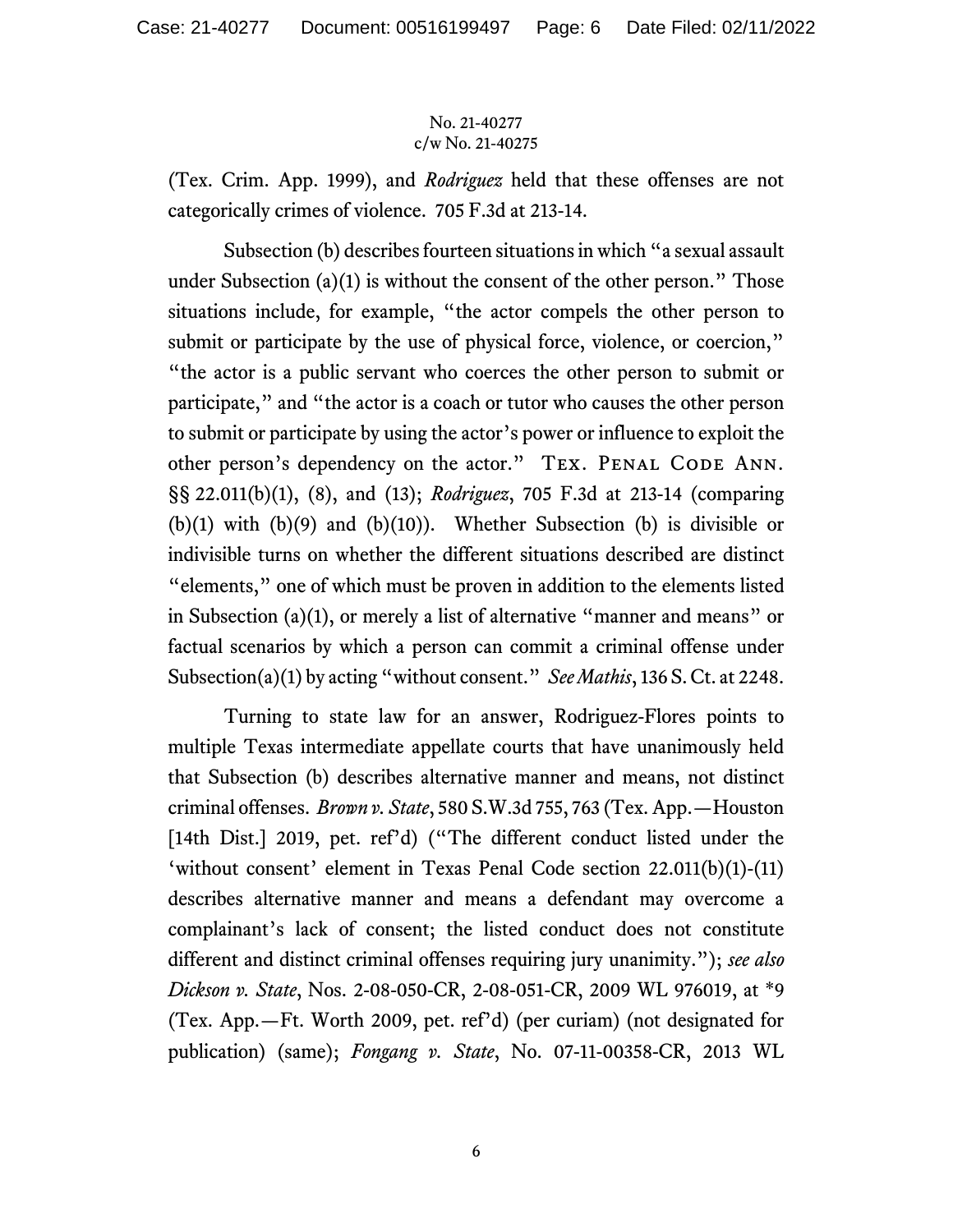(Tex. Crim. App. 1999), and *Rodriguez* held that these offenses are not categorically crimes of violence. 705 F.3d at 213-14.

Subsection (b) describes fourteen situations in which "a sexual assault under Subsection (a)(1) is without the consent of the other person." Those situations include, for example, "the actor compels the other person to submit or participate by the use of physical force, violence, or coercion," "the actor is a public servant who coerces the other person to submit or participate," and "the actor is a coach or tutor who causes the other person to submit or participate by using the actor's power or influence to exploit the other person's dependency on the actor." TEX. PENAL CODE ANN. §§ 22.011(b)(1), (8), and (13); *Rodriguez*, 705 F.3d at 213-14 (comparing (b)(1) with (b)(9) and (b)(10)). Whether Subsection (b) is divisible or indivisible turns on whether the different situations described are distinct "elements," one of which must be proven in addition to the elements listed in Subsection (a)(1), or merely a list of alternative "manner and means" or factual scenarios by which a person can commit a criminal offense under Subsection(a)(1) by acting "without consent." *See Mathis*, 136 S. Ct. at 2248.

Turning to state law for an answer, Rodriguez-Flores points to multiple Texas intermediate appellate courts that have unanimously held that Subsection (b) describes alternative manner and means, not distinct criminal offenses. *Brown v. State*, 580 S.W.3d 755, 763 (Tex. App.—Houston [14th Dist.] 2019, pet. ref'd) ("The different conduct listed under the 'without consent' element in Texas Penal Code section 22.011(b)(1)-(11) describes alternative manner and means a defendant may overcome a complainant's lack of consent; the listed conduct does not constitute different and distinct criminal offenses requiring jury unanimity."); *see also Dickson v. State*, Nos. 2-08-050-CR, 2-08-051-CR, 2009 WL 976019, at *9 (Tex. App.—Ft. Worth 2009, pet. ref'd) (per curiam) (not designated for publication) (same); *Fongang v. State*, No. 07-11-00358-CR, 2013 WL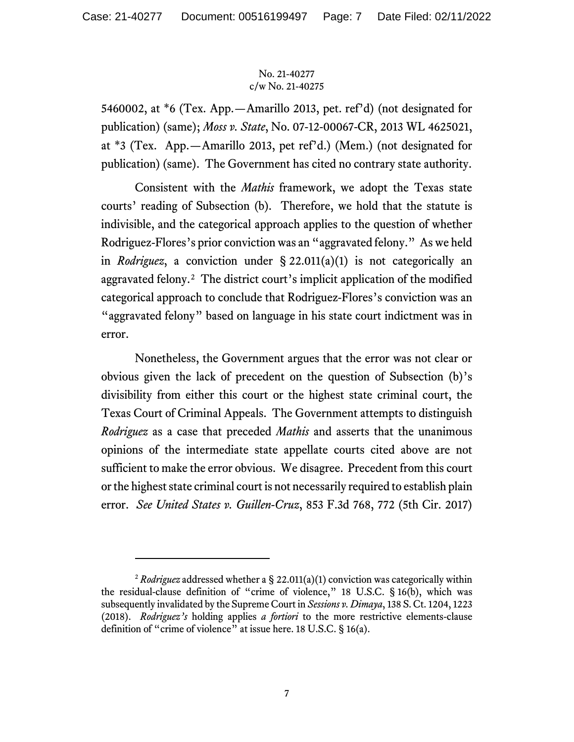5460002, at *6 (Tex. App.—Amarillo 2013, pet. ref'd) (not designated for publication) (same); *Moss v. State*, No. 07-12-00067-CR, 2013 WL 4625021, at *3 (Tex. App.—Amarillo 2013, pet ref'd.) (Mem.) (not designated for publication) (same). The Government has cited no contrary state authority.

Consistent with the *Mathis* framework, we adopt the Texas state courts' reading of Subsection (b). Therefore, we hold that the statute is indivisible, and the categorical approach applies to the question of whether Rodriguez-Flores's prior conviction was an "aggravated felony." As we held in *Rodriguez*, a conviction under § 22.011(a)(1) is not categorically an aggravated felony.[2] The district court's implicit application of the modified categorical approach to conclude that Rodriguez-Flores's conviction was an "aggravated felony" based on language in his state court indictment was in error.

Nonetheless, the Government argues that the error was not clear or obvious given the lack of precedent on the question of Subsection (b)'s divisibility from either this court or the highest state criminal court, the Texas Court of Criminal Appeals. The Government attempts to distinguish *Rodriguez* as a case that preceded *Mathis* and asserts that the unanimous opinions of the intermediate state appellate courts cited above are not sufficient to make the error obvious. We disagree. Precedent from this court or the highest state criminal court is not necessarily required to establish plain error. *See United States v. Guillen-Cruz*, 853 F.3d 768, 772 (5th Cir. 2017)

---

[2] *Rodriguez* addressed whether a § 22.011(a)(1) conviction was categorically within the residual-clause definition of "crime of violence," 18 U.S.C. § 16(b), which was subsequently invalidated by the Supreme Court in *Sessions v. Dimaya*, 138 S. Ct. 1204, 1223 (2018). *Rodriguez's* holding applies *a fortiori* to the more restrictive elements-clause definition of "crime of violence" at issue here. 18 U.S.C. § 16(a).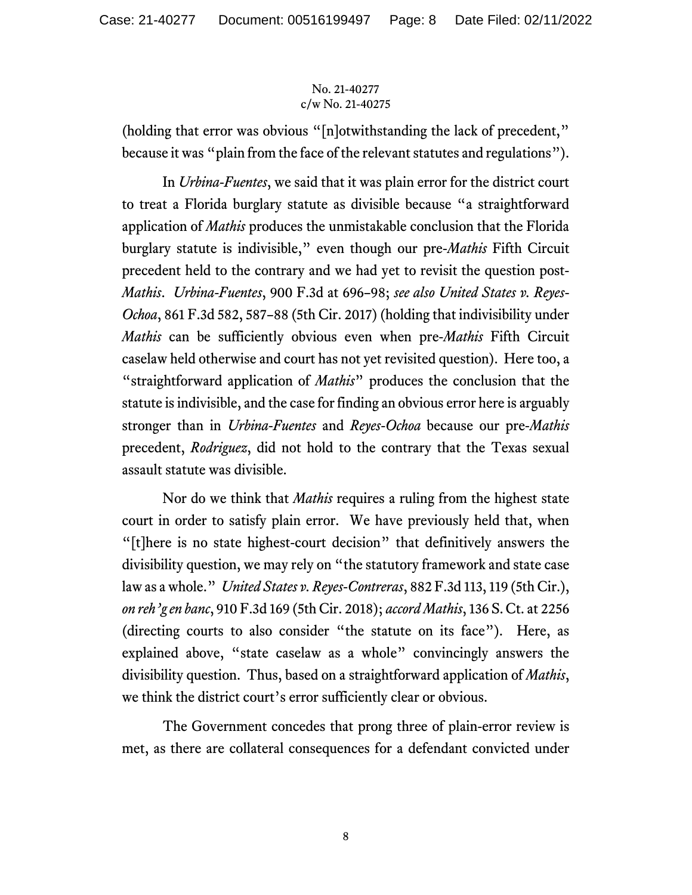(holding that error was obvious "[n]otwithstanding the lack of precedent," because it was "plain from the face of the relevant statutes and regulations").

In *Urbina-Fuentes*, we said that it was plain error for the district court to treat a Florida burglary statute as divisible because "a straightforward application of *Mathis* produces the unmistakable conclusion that the Florida burglary statute is indivisible," even though our pre-*Mathis* Fifth Circuit precedent held to the contrary and we had yet to revisit the question post-*Mathis*. *Urbina-Fuentes*, 900 F.3d at 696–98; *see also United States v. Reyes-Ochoa*, 861 F.3d 582, 587–88 (5th Cir. 2017) (holding that indivisibility under *Mathis* can be sufficiently obvious even when pre-*Mathis* Fifth Circuit caselaw held otherwise and court has not yet revisited question). Here too, a "straightforward application of *Mathis*" produces the conclusion that the statute is indivisible, and the case for finding an obvious error here is arguably stronger than in *Urbina-Fuentes* and *Reyes-Ochoa* because our pre-*Mathis* precedent, *Rodriguez*, did not hold to the contrary that the Texas sexual assault statute was divisible.

Nor do we think that *Mathis* requires a ruling from the highest state court in order to satisfy plain error. We have previously held that, when "[t]here is no state highest-court decision" that definitively answers the divisibility question, we may rely on "the statutory framework and state case law as a whole." *United States v. Reyes-Contreras*, 882 F.3d 113, 119 (5th Cir.), *on reh'g en banc*, 910 F.3d 169 (5th Cir. 2018); *accord Mathis*, 136 S. Ct. at 2256 (directing courts to also consider "the statute on its face"). Here, as explained above, "state caselaw as a whole" convincingly answers the divisibility question. Thus, based on a straightforward application of *Mathis*, we think the district court's error sufficiently clear or obvious.

The Government concedes that prong three of plain-error review is met, as there are collateral consequences for a defendant convicted under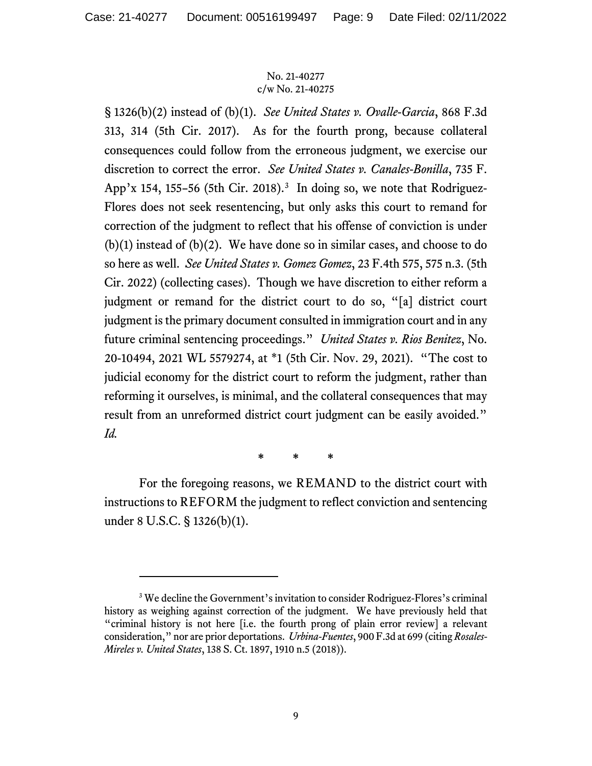§ 1326(b)(2) instead of (b)(1). *See United States v. Ovalle-Garcia*, 868 F.3d 313, 314 (5th Cir. 2017). As for the fourth prong, because collateral consequences could follow from the erroneous judgment, we exercise our discretion to correct the error. *See United States v. Canales-Bonilla*, 735 F. App'x 154, 155–56 (5th Cir. 2018).[3] In doing so, we note that Rodriguez-Flores does not seek resentencing, but only asks this court to remand for correction of the judgment to reflect that his offense of conviction is under (b)(1) instead of (b)(2). We have done so in similar cases, and choose to do so here as well. *See United States v. Gomez Gomez*, 23 F.4th 575, 575 n.3. (5th Cir. 2022) (collecting cases). Though we have discretion to either reform a judgment or remand for the district court to do so, "[a] district court judgment is the primary document consulted in immigration court and in any future criminal sentencing proceedings." *United States v. Rios Benitez*, No. 20-10494, 2021 WL 5579274, at *1 (5th Cir. Nov. 29, 2021). "The cost to judicial economy for the district court to reform the judgment, rather than reforming it ourselves, is minimal, and the collateral consequences that may result from an unreformed district court judgment can be easily avoided." *Id.*

\*　　\*　　\*

For the foregoing reasons, we REMAND to the district court with instructions to REFORM the judgment to reflect conviction and sentencing under 8 U.S.C. § 1326(b)(1).

---

[3] We decline the Government's invitation to consider Rodriguez-Flores's criminal history as weighing against correction of the judgment. We have previously held that "criminal history is not here [i.e. the fourth prong of plain error review] a relevant consideration," nor are prior deportations. *Urbina-Fuentes*, 900 F.3d at 699 (citing *Rosales-Mireles v. United States*, 138 S. Ct. 1897, 1910 n.5 (2018)).